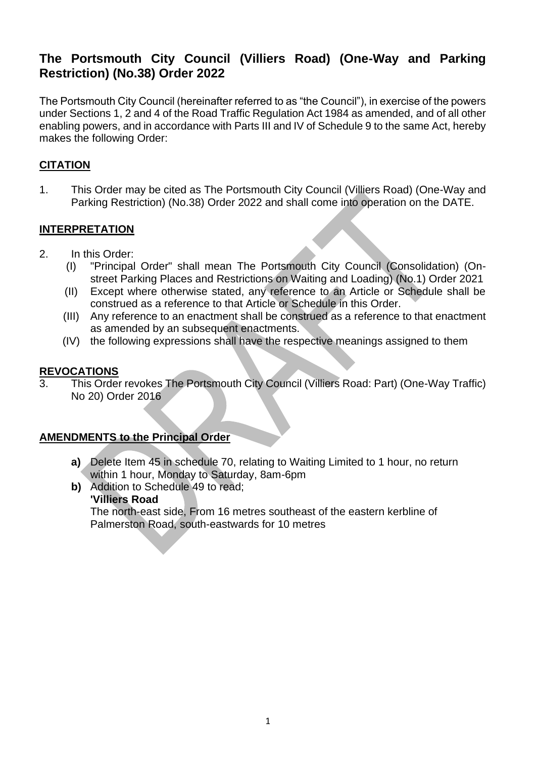# The Portsmouth City Council (Villiers Road) (One-Way and Parking Restriction) (No.38) Order 2022

The Portsmouth City Council (hereinafter referred to as "the Council"), in exercise of the powers under Sections 1, 2 and 4 of the Road Traffic Regulation Act 1984 as amended, and of all other enabling powers, and in accordance with Parts III and IV of Schedule 9 to the same Act, hereby makes the following Order:

## CITATION

1. This Order may be cited as The Portsmouth City Council (Villiers Road) (One-Way and Parking Restriction) (No.38) Order 2022 and shall come into operation on the DATE.

## INTERPRETATION

2. In this Order:
   (I) "Principal Order" shall mean The Portsmouth City Council (Consolidation) (On-street Parking Places and Restrictions on Waiting and Loading) (No.1) Order 2021
   (II) Except where otherwise stated, any reference to an Article or Schedule shall be construed as a reference to that Article or Schedule in this Order.
   (III) Any reference to an enactment shall be construed as a reference to that enactment as amended by an subsequent enactments.
   (IV) the following expressions shall have the respective meanings assigned to them

## REVOCATIONS

3. This Order revokes The Portsmouth City Council (Villiers Road: Part) (One-Way Traffic) No 20) Order 2016

## AMENDMENTS to the Principal Order

**a)** Delete Item 45 in schedule 70, relating to Waiting Limited to 1 hour, no return within 1 hour, Monday to Saturday, 8am-6pm

**b)** Addition to Schedule 49 to read;
**'Villiers Road**
The north-east side, From 16 metres southeast of the eastern kerbline of Palmerston Road, south-eastwards for 10 metres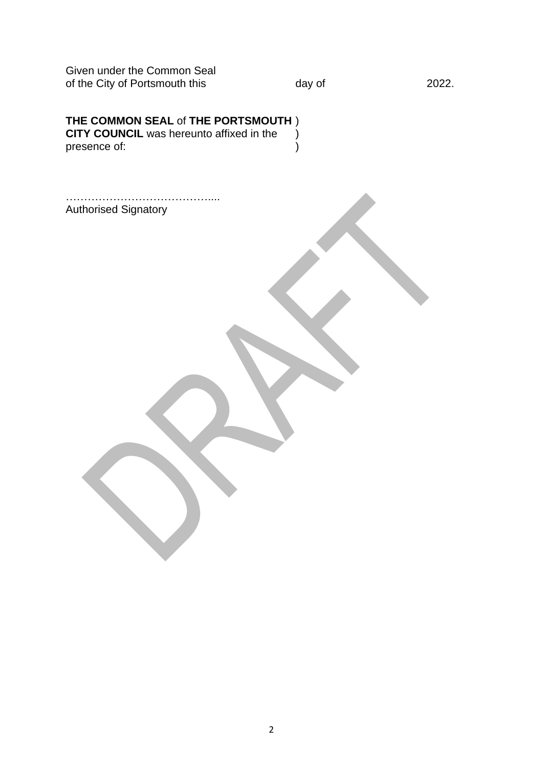Given under the Common Seal
of the City of Portsmouth this day of 2022.

**THE COMMON SEAL** of **THE PORTSMOUTH** )
**CITY COUNCIL** was hereunto affixed in the )
presence of: )

…………………………………....
Authorised Signatory

DRAFT